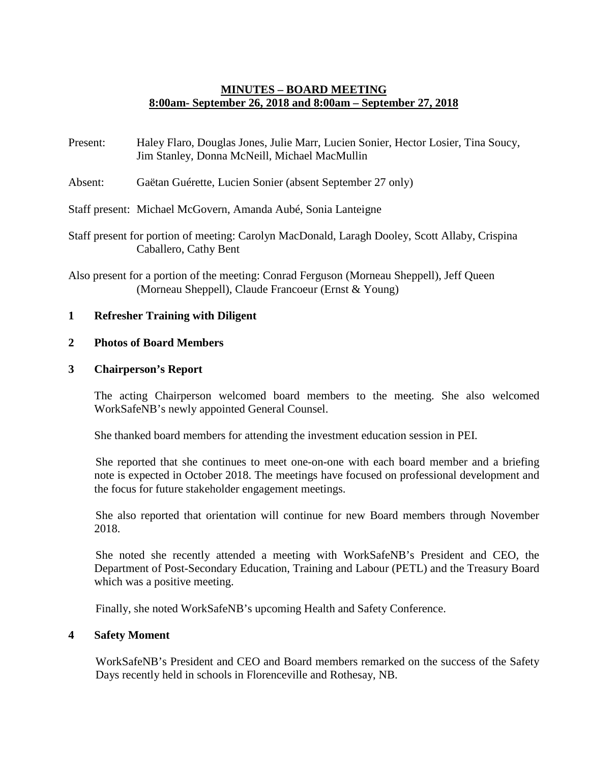# MINUTES – BOARD MEETING
## 8:00am- September 26, 2018 and 8:00am – September 27, 2018

Present: Haley Flaro, Douglas Jones, Julie Marr, Lucien Sonier, Hector Losier, Tina Soucy, Jim Stanley, Donna McNeill, Michael MacMullin

Absent: Gaëtan Guérette, Lucien Sonier (absent September 27 only)

Staff present: Michael McGovern, Amanda Aubé, Sonia Lanteigne

Staff present for portion of meeting: Carolyn MacDonald, Laragh Dooley, Scott Allaby, Crispina Caballero, Cathy Bent

Also present for a portion of the meeting: Conrad Ferguson (Morneau Sheppell), Jeff Queen (Morneau Sheppell), Claude Francoeur (Ernst & Young)

### 1 Refresher Training with Diligent

### 2 Photos of Board Members

### 3 Chairperson's Report

The acting Chairperson welcomed board members to the meeting. She also welcomed WorkSafeNB's newly appointed General Counsel.

She thanked board members for attending the investment education session in PEI.

She reported that she continues to meet one-on-one with each board member and a briefing note is expected in October 2018. The meetings have focused on professional development and the focus for future stakeholder engagement meetings.

She also reported that orientation will continue for new Board members through November 2018.

She noted she recently attended a meeting with WorkSafeNB's President and CEO, the Department of Post-Secondary Education, Training and Labour (PETL) and the Treasury Board which was a positive meeting.

Finally, she noted WorkSafeNB's upcoming Health and Safety Conference.

### 4 Safety Moment

WorkSafeNB's President and CEO and Board members remarked on the success of the Safety Days recently held in schools in Florenceville and Rothesay, NB.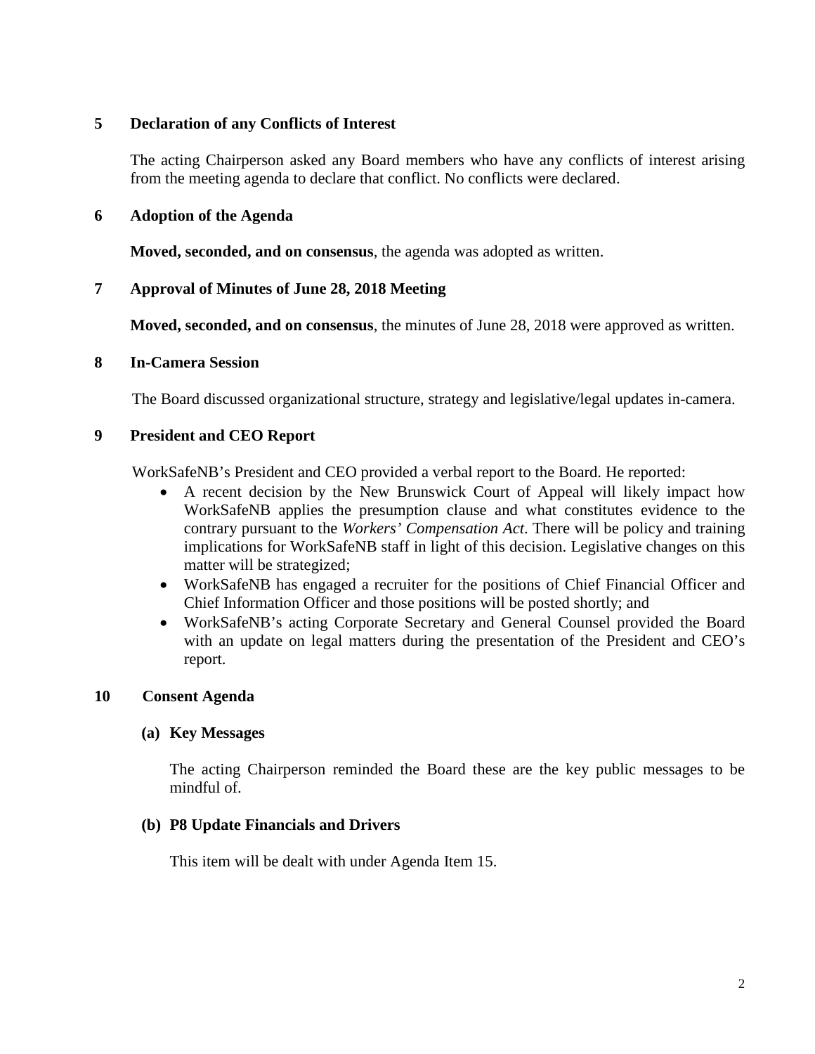## 5 Declaration of any Conflicts of Interest

The acting Chairperson asked any Board members who have any conflicts of interest arising from the meeting agenda to declare that conflict. No conflicts were declared.

## 6 Adoption of the Agenda

**Moved, seconded, and on consensus**, the agenda was adopted as written.

## 7 Approval of Minutes of June 28, 2018 Meeting

**Moved, seconded, and on consensus**, the minutes of June 28, 2018 were approved as written.

## 8 In-Camera Session

The Board discussed organizational structure, strategy and legislative/legal updates in-camera.

## 9 President and CEO Report

WorkSafeNB's President and CEO provided a verbal report to the Board. He reported:

- A recent decision by the New Brunswick Court of Appeal will likely impact how WorkSafeNB applies the presumption clause and what constitutes evidence to the contrary pursuant to the *Workers' Compensation Act*. There will be policy and training implications for WorkSafeNB staff in light of this decision. Legislative changes on this matter will be strategized;
- WorkSafeNB has engaged a recruiter for the positions of Chief Financial Officer and Chief Information Officer and those positions will be posted shortly; and
- WorkSafeNB's acting Corporate Secretary and General Counsel provided the Board with an update on legal matters during the presentation of the President and CEO's report.

## 10 Consent Agenda

### (a) Key Messages

The acting Chairperson reminded the Board these are the key public messages to be mindful of.

### (b) P8 Update Financials and Drivers

This item will be dealt with under Agenda Item 15.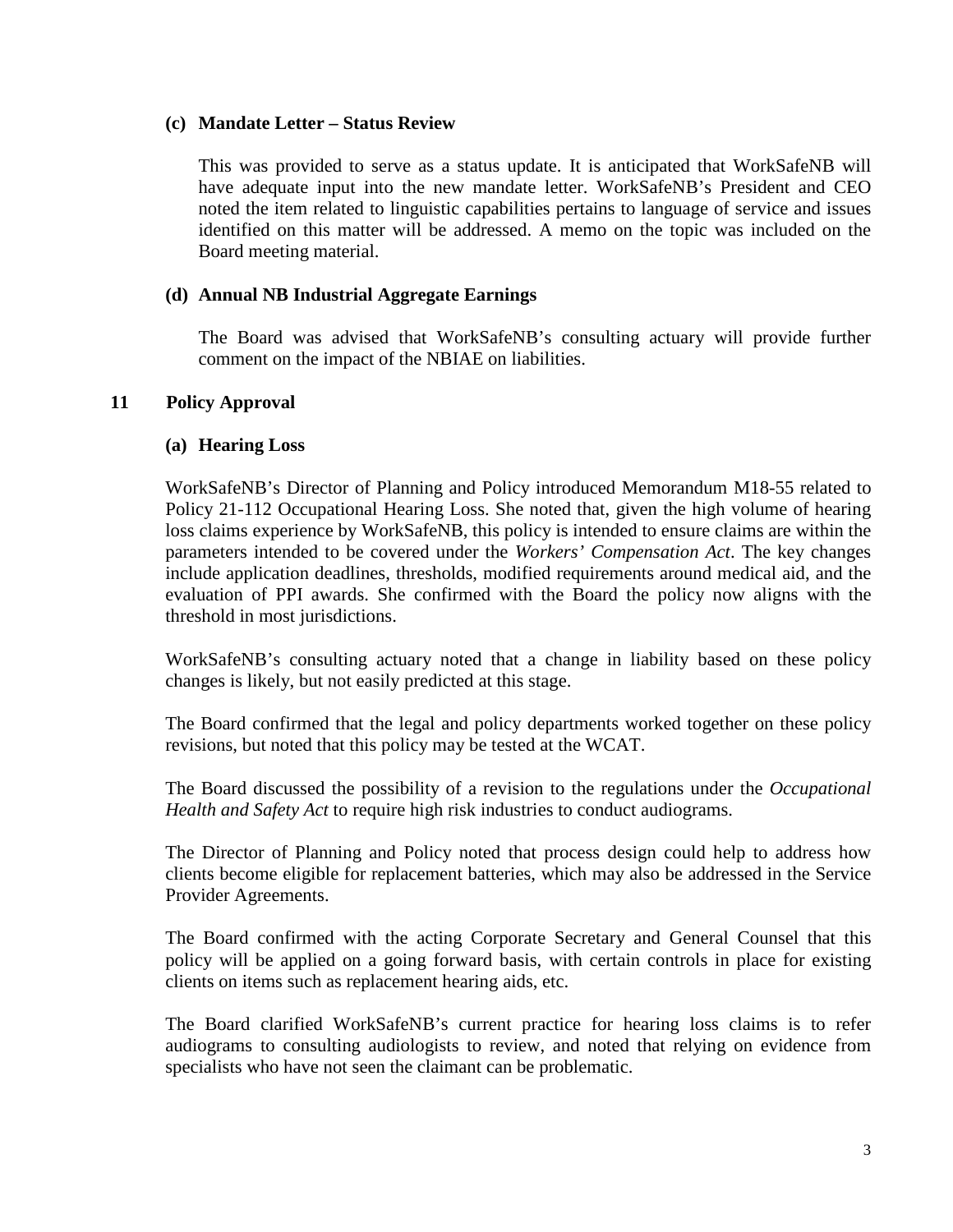### (c) Mandate Letter – Status Review

This was provided to serve as a status update. It is anticipated that WorkSafeNB will have adequate input into the new mandate letter. WorkSafeNB's President and CEO noted the item related to linguistic capabilities pertains to language of service and issues identified on this matter will be addressed. A memo on the topic was included on the Board meeting material.

### (d) Annual NB Industrial Aggregate Earnings

The Board was advised that WorkSafeNB's consulting actuary will provide further comment on the impact of the NBIAE on liabilities.

## 11 Policy Approval

### (a) Hearing Loss

WorkSafeNB's Director of Planning and Policy introduced Memorandum M18-55 related to Policy 21-112 Occupational Hearing Loss. She noted that, given the high volume of hearing loss claims experience by WorkSafeNB, this policy is intended to ensure claims are within the parameters intended to be covered under the *Workers' Compensation Act*. The key changes include application deadlines, thresholds, modified requirements around medical aid, and the evaluation of PPI awards. She confirmed with the Board the policy now aligns with the threshold in most jurisdictions.

WorkSafeNB's consulting actuary noted that a change in liability based on these policy changes is likely, but not easily predicted at this stage.

The Board confirmed that the legal and policy departments worked together on these policy revisions, but noted that this policy may be tested at the WCAT.

The Board discussed the possibility of a revision to the regulations under the *Occupational Health and Safety Act* to require high risk industries to conduct audiograms.

The Director of Planning and Policy noted that process design could help to address how clients become eligible for replacement batteries, which may also be addressed in the Service Provider Agreements.

The Board confirmed with the acting Corporate Secretary and General Counsel that this policy will be applied on a going forward basis, with certain controls in place for existing clients on items such as replacement hearing aids, etc.

The Board clarified WorkSafeNB's current practice for hearing loss claims is to refer audiograms to consulting audiologists to review, and noted that relying on evidence from specialists who have not seen the claimant can be problematic.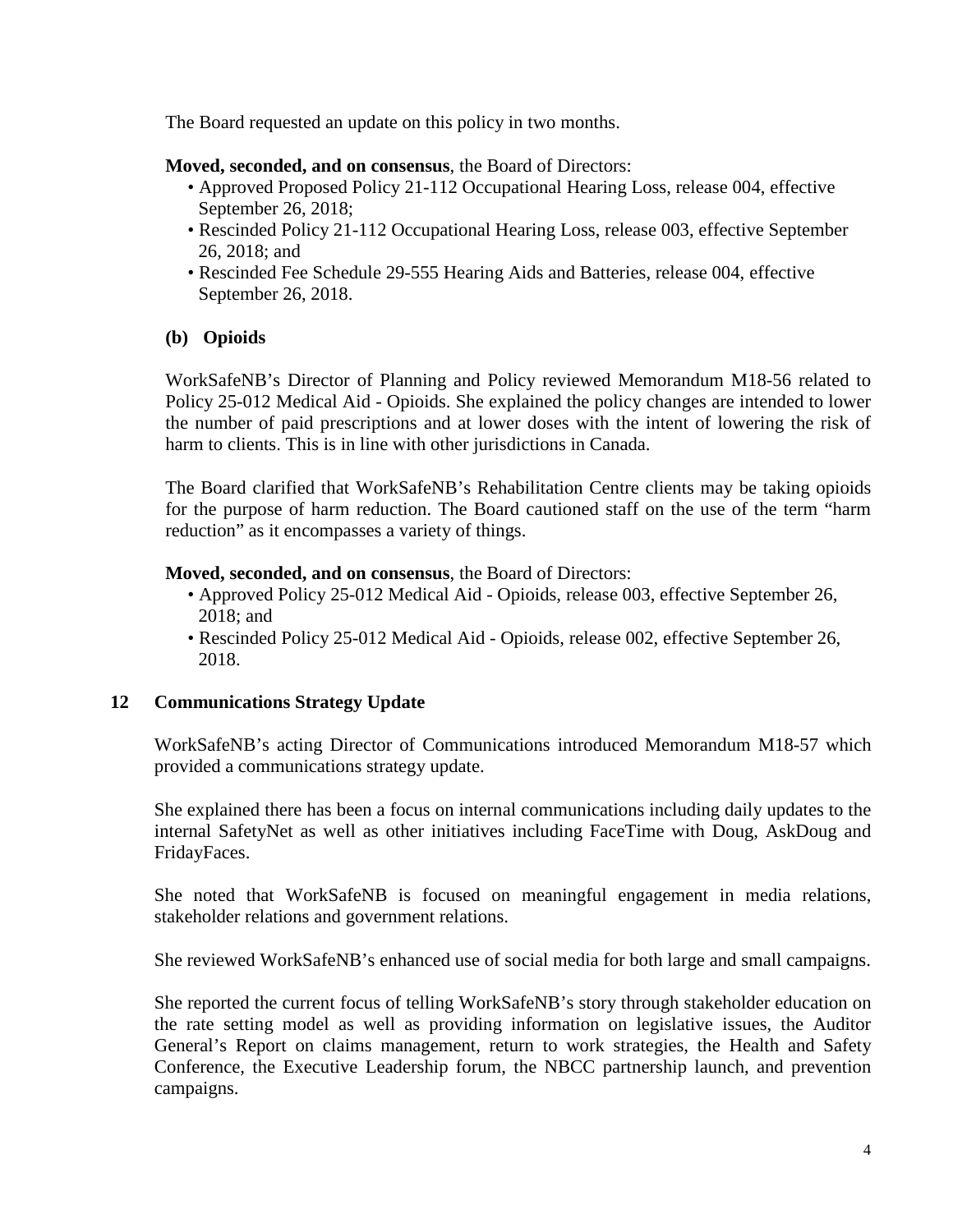The Board requested an update on this policy in two months.

**Moved, seconded, and on consensus**, the Board of Directors:

- Approved Proposed Policy 21-112 Occupational Hearing Loss, release 004, effective September 26, 2018;
- Rescinded Policy 21-112 Occupational Hearing Loss, release 003, effective September 26, 2018; and
- Rescinded Fee Schedule 29-555 Hearing Aids and Batteries, release 004, effective September 26, 2018.

### (b) Opioids

WorkSafeNB's Director of Planning and Policy reviewed Memorandum M18-56 related to Policy 25-012 Medical Aid - Opioids. She explained the policy changes are intended to lower the number of paid prescriptions and at lower doses with the intent of lowering the risk of harm to clients. This is in line with other jurisdictions in Canada.

The Board clarified that WorkSafeNB's Rehabilitation Centre clients may be taking opioids for the purpose of harm reduction. The Board cautioned staff on the use of the term "harm reduction" as it encompasses a variety of things.

**Moved, seconded, and on consensus**, the Board of Directors:

- Approved Policy 25-012 Medical Aid - Opioids, release 003, effective September 26, 2018; and
- Rescinded Policy 25-012 Medical Aid - Opioids, release 002, effective September 26, 2018.

## 12 Communications Strategy Update

WorkSafeNB's acting Director of Communications introduced Memorandum M18-57 which provided a communications strategy update.

She explained there has been a focus on internal communications including daily updates to the internal SafetyNet as well as other initiatives including FaceTime with Doug, AskDoug and FridayFaces.

She noted that WorkSafeNB is focused on meaningful engagement in media relations, stakeholder relations and government relations.

She reviewed WorkSafeNB's enhanced use of social media for both large and small campaigns.

She reported the current focus of telling WorkSafeNB's story through stakeholder education on the rate setting model as well as providing information on legislative issues, the Auditor General's Report on claims management, return to work strategies, the Health and Safety Conference, the Executive Leadership forum, the NBCC partnership launch, and prevention campaigns.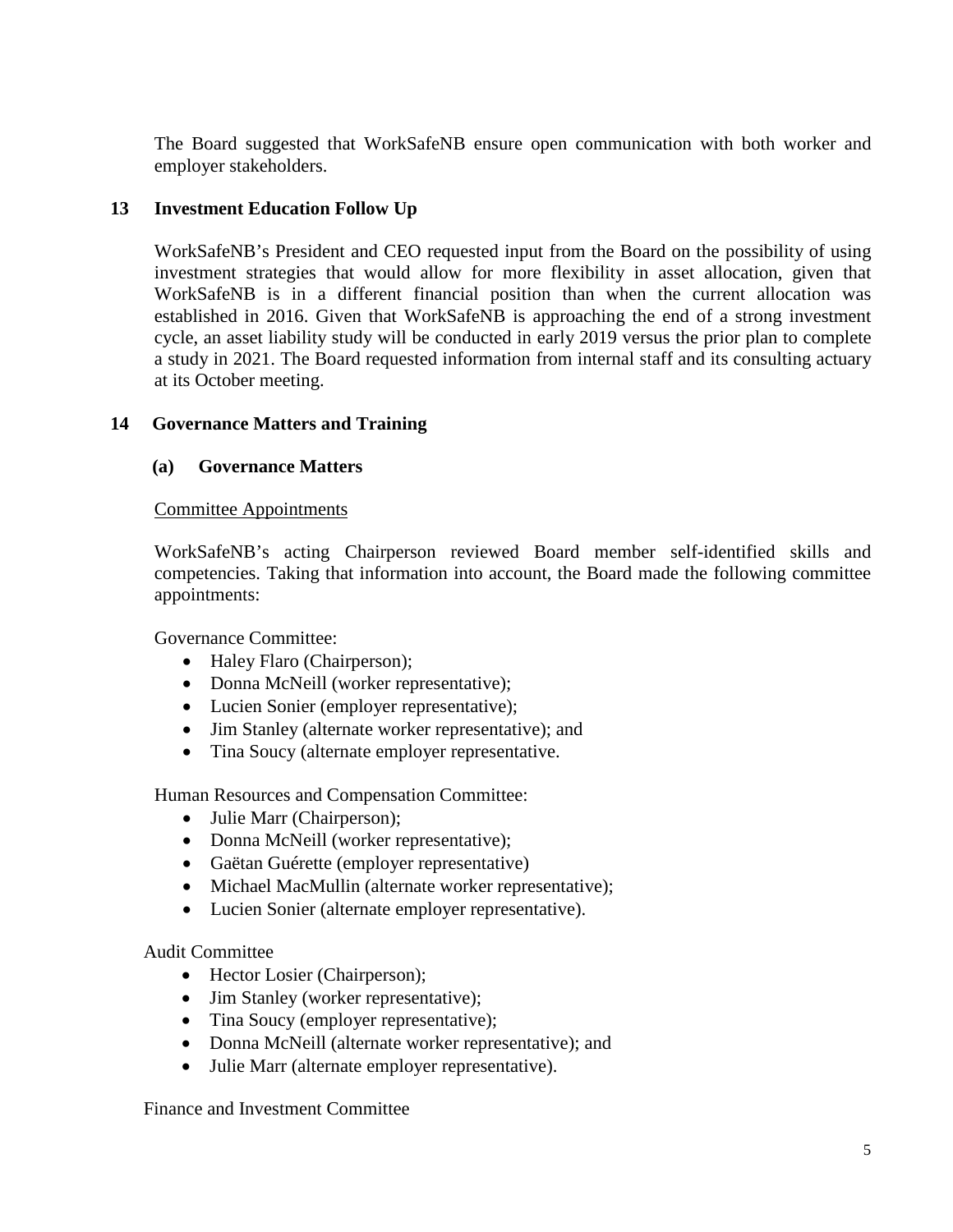The Board suggested that WorkSafeNB ensure open communication with both worker and employer stakeholders.

## 13 Investment Education Follow Up

WorkSafeNB's President and CEO requested input from the Board on the possibility of using investment strategies that would allow for more flexibility in asset allocation, given that WorkSafeNB is in a different financial position than when the current allocation was established in 2016. Given that WorkSafeNB is approaching the end of a strong investment cycle, an asset liability study will be conducted in early 2019 versus the prior plan to complete a study in 2021. The Board requested information from internal staff and its consulting actuary at its October meeting.

## 14 Governance Matters and Training

### (a) Governance Matters

Committee Appointments

WorkSafeNB's acting Chairperson reviewed Board member self-identified skills and competencies. Taking that information into account, the Board made the following committee appointments:

Governance Committee:

- Haley Flaro (Chairperson);
- Donna McNeill (worker representative);
- Lucien Sonier (employer representative);
- Jim Stanley (alternate worker representative); and
- Tina Soucy (alternate employer representative.

Human Resources and Compensation Committee:

- Julie Marr (Chairperson);
- Donna McNeill (worker representative);
- Gaëtan Guérette (employer representative)
- Michael MacMullin (alternate worker representative);
- Lucien Sonier (alternate employer representative).

Audit Committee

- Hector Losier (Chairperson);
- Jim Stanley (worker representative);
- Tina Soucy (employer representative);
- Donna McNeill (alternate worker representative); and
- Julie Marr (alternate employer representative).

Finance and Investment Committee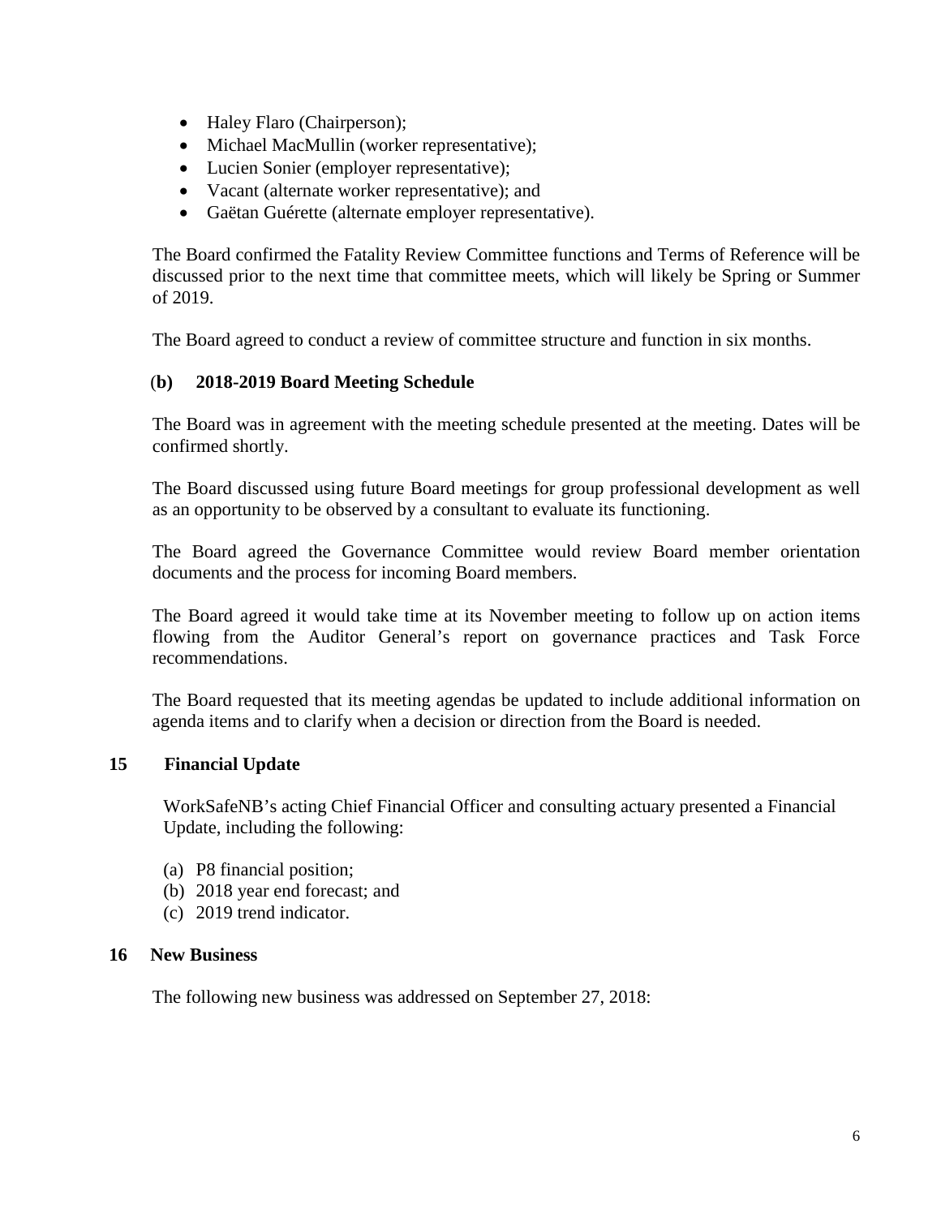- Haley Flaro (Chairperson);
- Michael MacMullin (worker representative);
- Lucien Sonier (employer representative);
- Vacant (alternate worker representative); and
- Gaëtan Guérette (alternate employer representative).

The Board confirmed the Fatality Review Committee functions and Terms of Reference will be discussed prior to the next time that committee meets, which will likely be Spring or Summer of 2019.

The Board agreed to conduct a review of committee structure and function in six months.

**(b) 2018-2019 Board Meeting Schedule**

The Board was in agreement with the meeting schedule presented at the meeting. Dates will be confirmed shortly.

The Board discussed using future Board meetings for group professional development as well as an opportunity to be observed by a consultant to evaluate its functioning.

The Board agreed the Governance Committee would review Board member orientation documents and the process for incoming Board members.

The Board agreed it would take time at its November meeting to follow up on action items flowing from the Auditor General's report on governance practices and Task Force recommendations.

The Board requested that its meeting agendas be updated to include additional information on agenda items and to clarify when a decision or direction from the Board is needed.

## 15 Financial Update

WorkSafeNB's acting Chief Financial Officer and consulting actuary presented a Financial Update, including the following:

(a) P8 financial position;
(b) 2018 year end forecast; and
(c) 2019 trend indicator.

## 16 New Business

The following new business was addressed on September 27, 2018: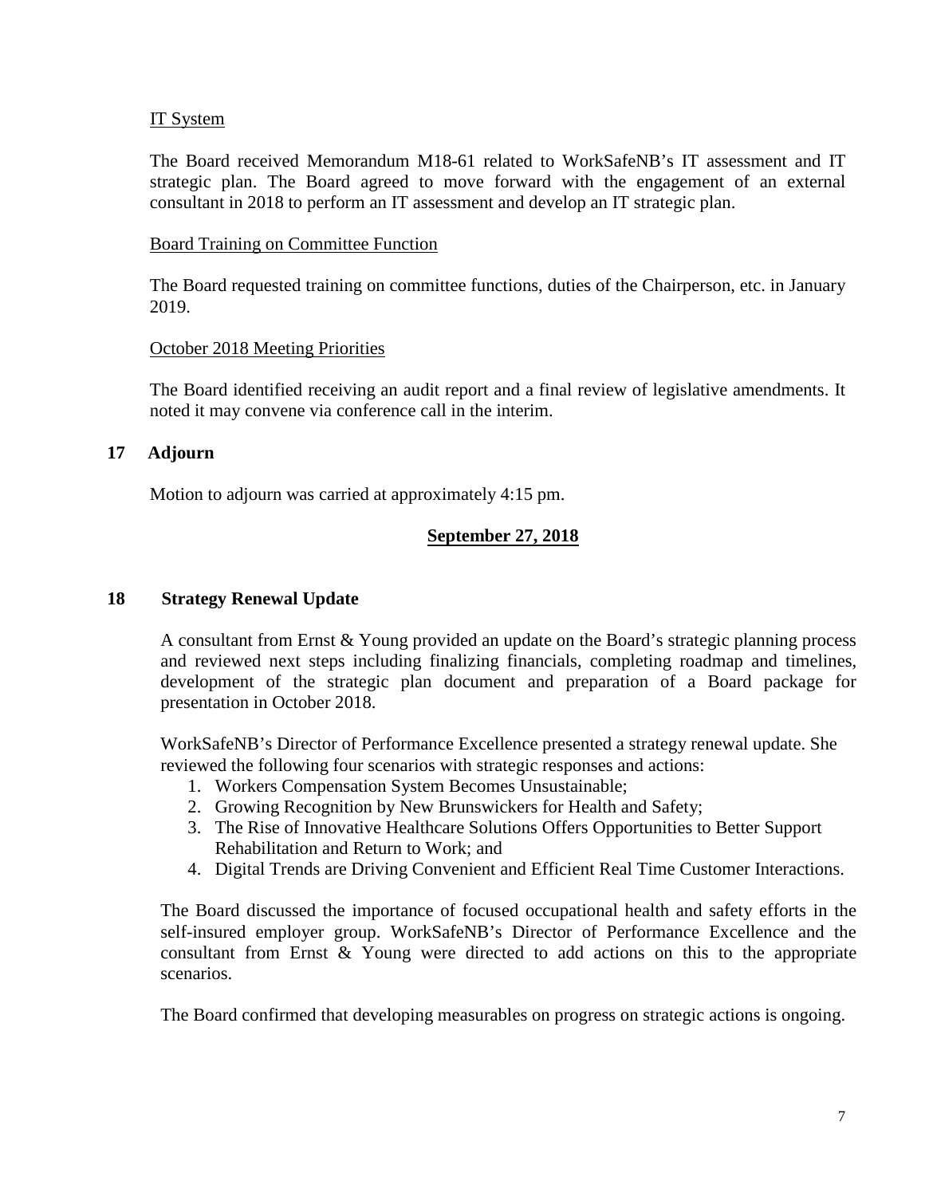IT System

The Board received Memorandum M18-61 related to WorkSafeNB's IT assessment and IT strategic plan. The Board agreed to move forward with the engagement of an external consultant in 2018 to perform an IT assessment and develop an IT strategic plan.

Board Training on Committee Function

The Board requested training on committee functions, duties of the Chairperson, etc. in January 2019.

October 2018 Meeting Priorities

The Board identified receiving an audit report and a final review of legislative amendments. It noted it may convene via conference call in the interim.

## 17 Adjourn

Motion to adjourn was carried at approximately 4:15 pm.

## September 27, 2018

## 18 Strategy Renewal Update

A consultant from Ernst & Young provided an update on the Board's strategic planning process and reviewed next steps including finalizing financials, completing roadmap and timelines, development of the strategic plan document and preparation of a Board package for presentation in October 2018.

WorkSafeNB's Director of Performance Excellence presented a strategy renewal update. She reviewed the following four scenarios with strategic responses and actions:

1. Workers Compensation System Becomes Unsustainable;
2. Growing Recognition by New Brunswickers for Health and Safety;
3. The Rise of Innovative Healthcare Solutions Offers Opportunities to Better Support Rehabilitation and Return to Work; and
4. Digital Trends are Driving Convenient and Efficient Real Time Customer Interactions.

The Board discussed the importance of focused occupational health and safety efforts in the self-insured employer group. WorkSafeNB's Director of Performance Excellence and the consultant from Ernst & Young were directed to add actions on this to the appropriate scenarios.

The Board confirmed that developing measurables on progress on strategic actions is ongoing.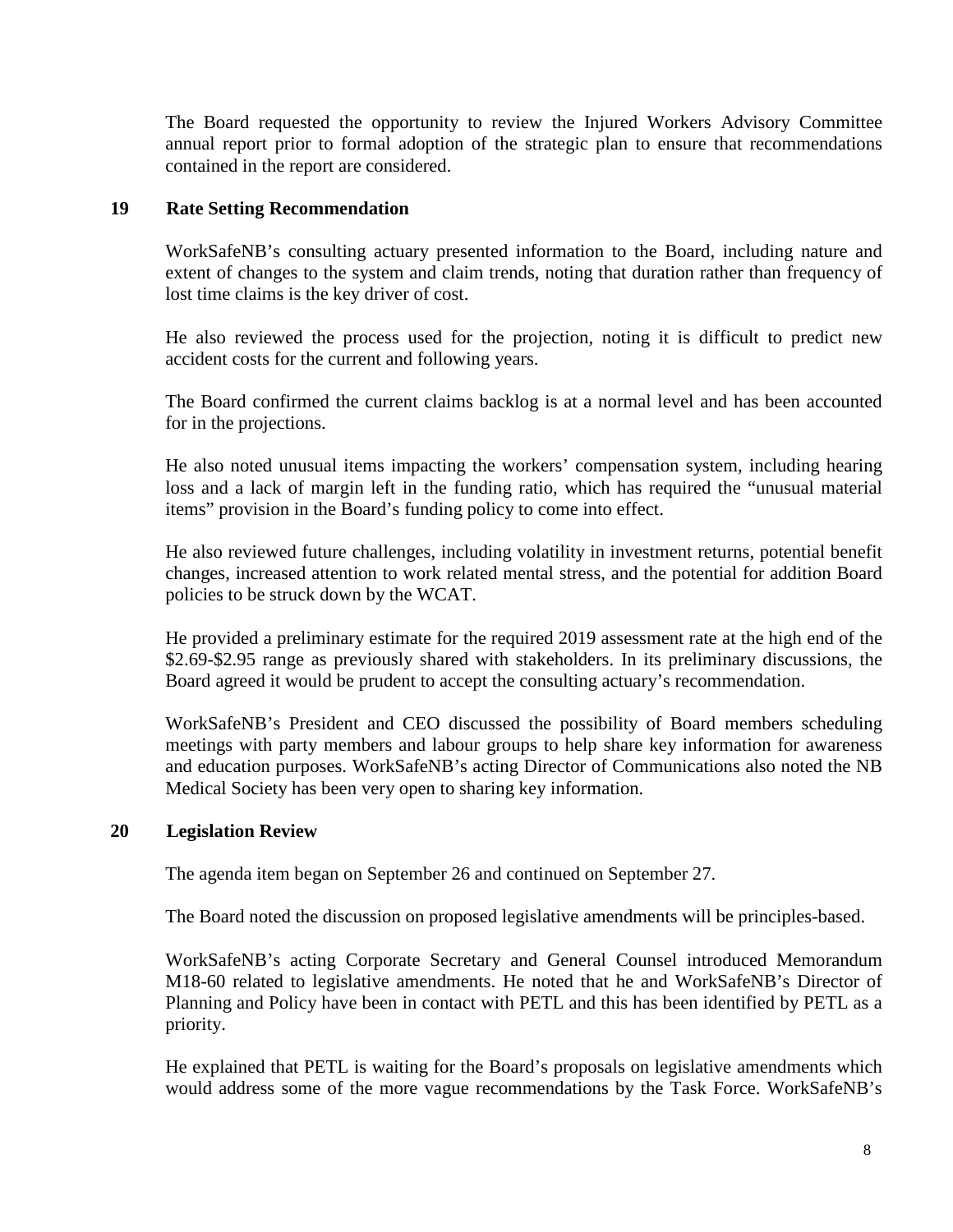The Board requested the opportunity to review the Injured Workers Advisory Committee annual report prior to formal adoption of the strategic plan to ensure that recommendations contained in the report are considered.

## 19 Rate Setting Recommendation

WorkSafeNB's consulting actuary presented information to the Board, including nature and extent of changes to the system and claim trends, noting that duration rather than frequency of lost time claims is the key driver of cost.

He also reviewed the process used for the projection, noting it is difficult to predict new accident costs for the current and following years.

The Board confirmed the current claims backlog is at a normal level and has been accounted for in the projections.

He also noted unusual items impacting the workers' compensation system, including hearing loss and a lack of margin left in the funding ratio, which has required the "unusual material items" provision in the Board's funding policy to come into effect.

He also reviewed future challenges, including volatility in investment returns, potential benefit changes, increased attention to work related mental stress, and the potential for addition Board policies to be struck down by the WCAT.

He provided a preliminary estimate for the required 2019 assessment rate at the high end of the $2.69-$2.95 range as previously shared with stakeholders. In its preliminary discussions, the Board agreed it would be prudent to accept the consulting actuary's recommendation.

WorkSafeNB's President and CEO discussed the possibility of Board members scheduling meetings with party members and labour groups to help share key information for awareness and education purposes. WorkSafeNB's acting Director of Communications also noted the NB Medical Society has been very open to sharing key information.

## 20 Legislation Review

The agenda item began on September 26 and continued on September 27.

The Board noted the discussion on proposed legislative amendments will be principles-based.

WorkSafeNB's acting Corporate Secretary and General Counsel introduced Memorandum M18-60 related to legislative amendments. He noted that he and WorkSafeNB's Director of Planning and Policy have been in contact with PETL and this has been identified by PETL as a priority.

He explained that PETL is waiting for the Board's proposals on legislative amendments which would address some of the more vague recommendations by the Task Force. WorkSafeNB's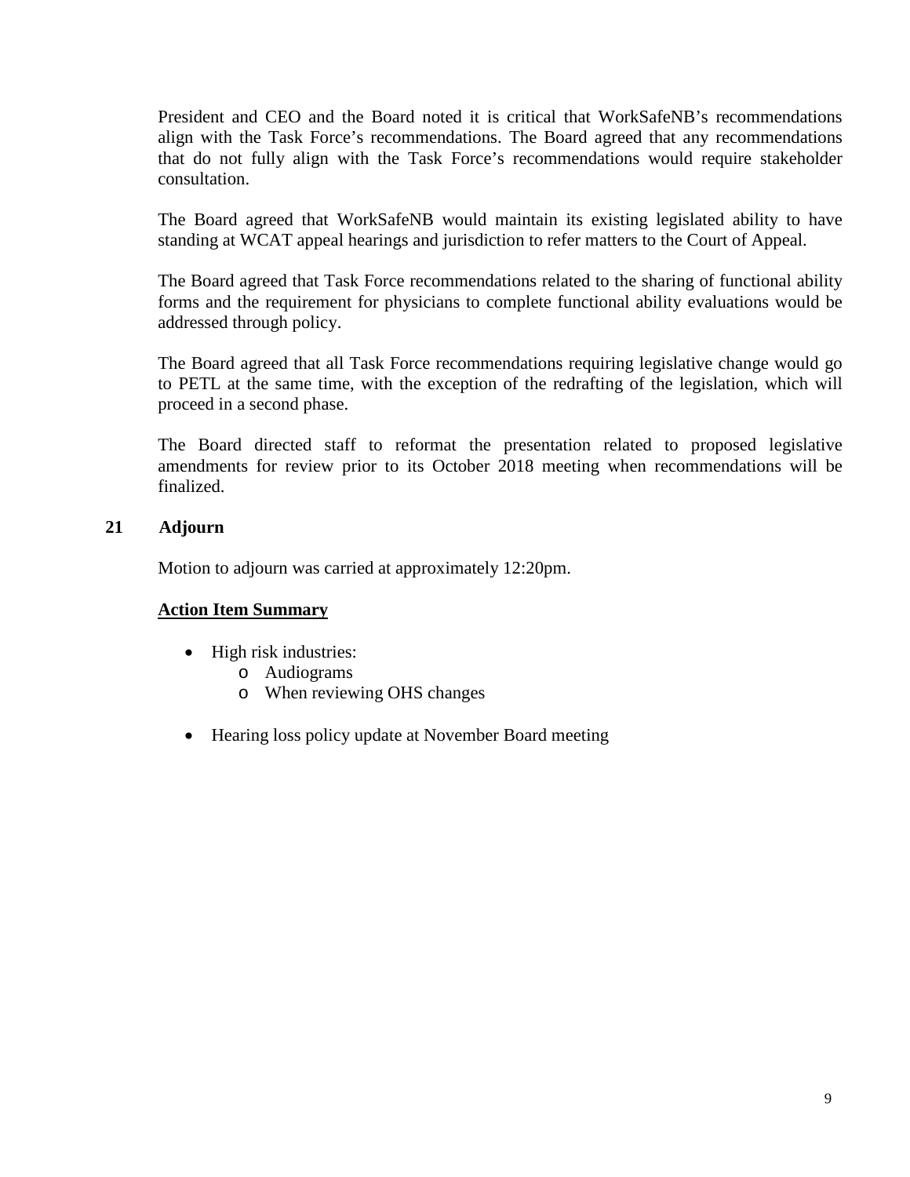President and CEO and the Board noted it is critical that WorkSafeNB's recommendations align with the Task Force's recommendations. The Board agreed that any recommendations that do not fully align with the Task Force's recommendations would require stakeholder consultation.

The Board agreed that WorkSafeNB would maintain its existing legislated ability to have standing at WCAT appeal hearings and jurisdiction to refer matters to the Court of Appeal.

The Board agreed that Task Force recommendations related to the sharing of functional ability forms and the requirement for physicians to complete functional ability evaluations would be addressed through policy.

The Board agreed that all Task Force recommendations requiring legislative change would go to PETL at the same time, with the exception of the redrafting of the legislation, which will proceed in a second phase.

The Board directed staff to reformat the presentation related to proposed legislative amendments for review prior to its October 2018 meeting when recommendations will be finalized.

## 21 Adjourn

Motion to adjourn was carried at approximately 12:20pm.

**Action Item Summary**

- High risk industries:
  - Audiograms
  - When reviewing OHS changes
- Hearing loss policy update at November Board meeting